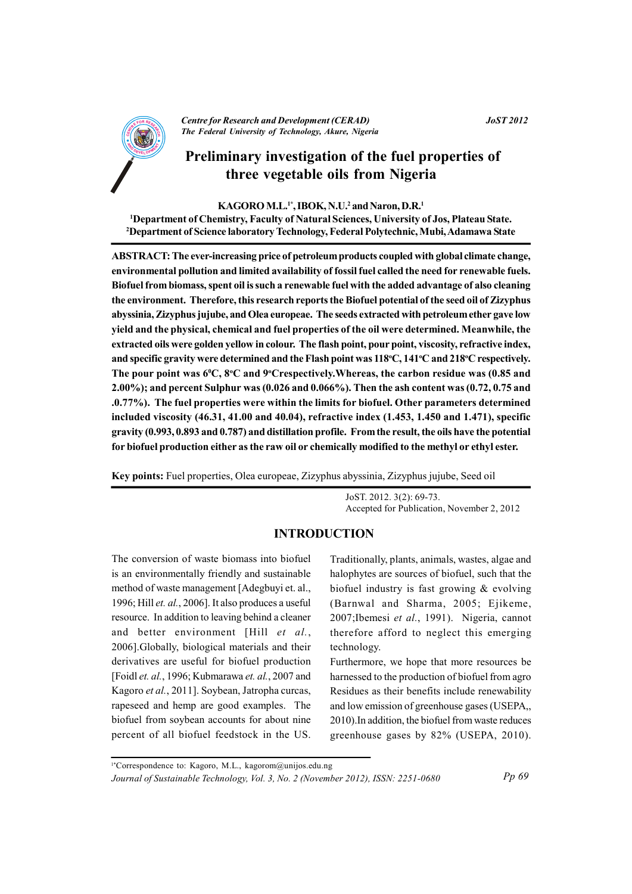# Preliminary investigation of the fuel properties of three vegetable oils from Nigeria

**KAGORO M.L.[1*], IBOK, N.U.[2] and Naron, D.R.[1]**

**[1]Department of Chemistry, Faculty of Natural Sciences, University of Jos, Plateau State.**
**[2]Department of Science laboratory Technology, Federal Polytechnic, Mubi, Adamawa State**

**ABSTRACT: The ever-increasing price of petroleum products coupled with global climate change, environmental pollution and limited availability of fossil fuel called the need for renewable fuels. Biofuel from biomass, spent oil is such a renewable fuel with the added advantage of also cleaning the environment. Therefore, this research reports the Biofuel potential of the seed oil of Zizyphus abyssinia, Zizyphus jujube, and Olea europeae. The seeds extracted with petroleum ether gave low yield and the physical, chemical and fuel properties of the oil were determined. Meanwhile, the extracted oils were golden yellow in colour. The flash point, pour point, viscosity, refractive index, and specific gravity were determined and the Flash point was 118°C, 141°C and 218°C respectively. The pour point was 6°C, 8°C and 9°Crespectively.Whereas, the carbon residue was (0.85 and 2.00%); and percent Sulphur was (0.026 and 0.066%). Then the ash content was (0.72, 0.75 and .0.77%). The fuel properties were within the limits for biofuel. Other parameters determined included viscosity (46.31, 41.00 and 40.04), refractive index (1.453, 1.450 and 1.471), specific gravity (0.993, 0.893 and 0.787) and distillation profile. From the result, the oils have the potential for biofuel production either as the raw oil or chemically modified to the methyl or ethyl ester.**

**Key points:** Fuel properties, Olea europeae, Zizyphus abyssinia, Zizyphus jujube, Seed oil

JoST. 2012. 3(2): 69-73.
Accepted for Publication, November 2, 2012

## INTRODUCTION

The conversion of waste biomass into biofuel is an environmentally friendly and sustainable method of waste management [Adegbuyi et. al., 1996; Hill *et. al.*, 2006]. It also produces a useful resource. In addition to leaving behind a cleaner and better environment [Hill *et al.*, 2006].Globally, biological materials and their derivatives are useful for biofuel production [Foidl *et. al.*, 1996; Kubmarawa *et. al.*, 2007 and Kagoro *et al.*, 2011]. Soybean, Jatropha curcas, rapeseed and hemp are good examples. The biofuel from soybean accounts for about nine percent of all biofuel feedstock in the US. Traditionally, plants, animals, wastes, algae and halophytes are sources of biofuel, such that the biofuel industry is fast growing & evolving (Barnwal and Sharma, 2005; Ejikeme, 2007;Ibemesi *et al.*, 1991). Nigeria, cannot therefore afford to neglect this emerging technology.

Furthermore, we hope that more resources be harnessed to the production of biofuel from agro Residues as their benefits include renewability and low emission of greenhouse gases (USEPA,, 2010).In addition, the biofuel from waste reduces greenhouse gases by 82% (USEPA, 2010).

[1*]Correspondence to: Kagoro, M.L., kagorom@unijos.edu.ng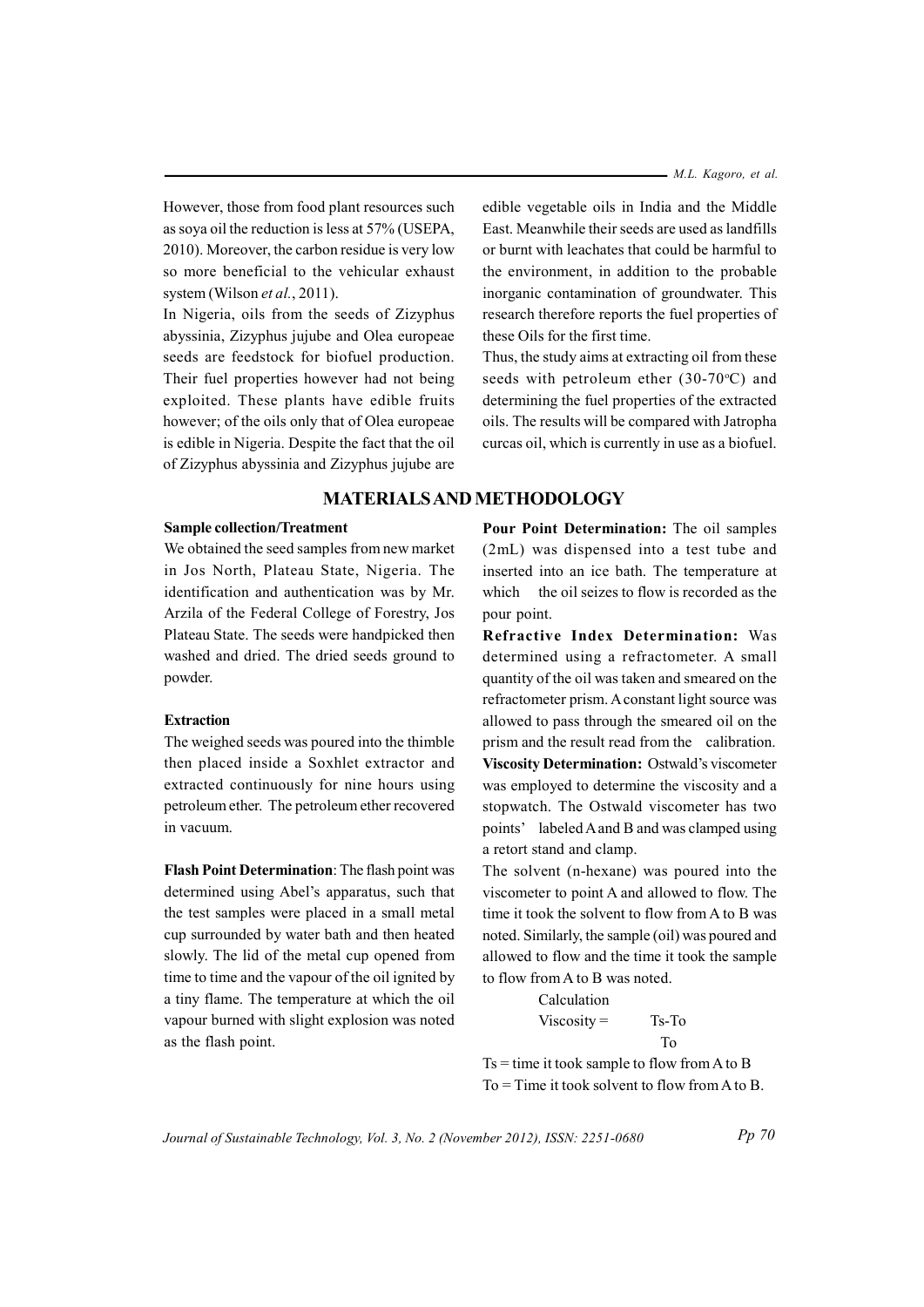However, those from food plant resources such as soya oil the reduction is less at 57% (USEPA, 2010). Moreover, the carbon residue is very low so more beneficial to the vehicular exhaust system (Wilson *et al.*, 2011).

In Nigeria, oils from the seeds of Zizyphus abyssinia, Zizyphus jujube and Olea europeae seeds are feedstock for biofuel production. Their fuel properties however had not being exploited. These plants have edible fruits however; of the oils only that of Olea europeae is edible in Nigeria. Despite the fact that the oil of Zizyphus abyssinia and Zizyphus jujube are edible vegetable oils in India and the Middle East. Meanwhile their seeds are used as landfills or burnt with leachates that could be harmful to the environment, in addition to the probable inorganic contamination of groundwater. This research therefore reports the fuel properties of these Oils for the first time.

Thus, the study aims at extracting oil from these seeds with petroleum ether (30-70$^{o}$C) and determining the fuel properties of the extracted oils. The results will be compared with Jatropha curcas oil, which is currently in use as a biofuel.

## MATERIALS AND METHODOLOGY

### Sample collection/Treatment

We obtained the seed samples from new market in Jos North, Plateau State, Nigeria. The identification and authentication was by Mr. Arzila of the Federal College of Forestry, Jos Plateau State. The seeds were handpicked then washed and dried. The dried seeds ground to powder.

### Extraction

The weighed seeds was poured into the thimble then placed inside a Soxhlet extractor and extracted continuously for nine hours using petroleum ether. The petroleum ether recovered in vacuum.

**Flash Point Determination**: The flash point was determined using Abel's apparatus, such that the test samples were placed in a small metal cup surrounded by water bath and then heated slowly. The lid of the metal cup opened from time to time and the vapour of the oil ignited by a tiny flame. The temperature at which the oil vapour burned with slight explosion was noted as the flash point.

**Pour Point Determination:** The oil samples (2mL) was dispensed into a test tube and inserted into an ice bath. The temperature at which the oil seizes to flow is recorded as the pour point.

**Refractive Index Determination:** Was determined using a refractometer. A small quantity of the oil was taken and smeared on the refractometer prism. A constant light source was allowed to pass through the smeared oil on the prism and the result read from the calibration.

**Viscosity Determination:** Ostwald's viscometer was employed to determine the viscosity and a stopwatch. The Ostwald viscometer has two points' labeled A and B and was clamped using a retort stand and clamp.

The solvent (n-hexane) was poured into the viscometer to point A and allowed to flow. The time it took the solvent to flow from A to B was noted. Similarly, the sample (oil) was poured and allowed to flow and the time it took the sample to flow from A to B was noted.

Calculation

$$\text{Viscosity} = \frac{Ts - To}{To}$$

Ts = time it took sample to flow from A to B

To = Time it took solvent to flow from A to B.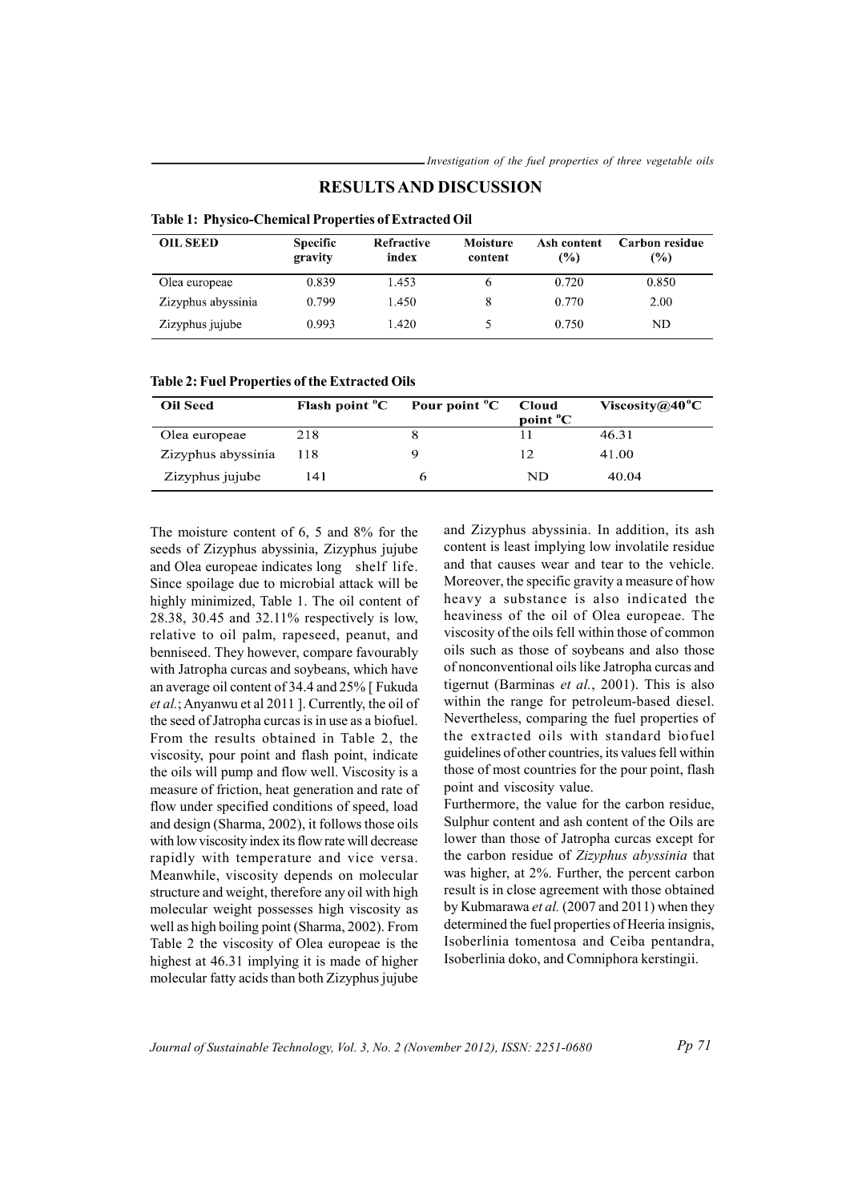## RESULTS AND DISCUSSION

**Table 1: Physico-Chemical Properties of Extracted Oil**

| OIL SEED | Specific gravity | Refractive index | Moisture content | Ash content (%) | Carbon residue (%) |
|---|---|---|---|---|---|
| Olea europeae | 0.839 | 1.453 | 6 | 0.720 | 0.850 |
| Zizyphus abyssinia | 0.799 | 1.450 | 8 | 0.770 | 2.00 |
| Zizyphus jujube | 0.993 | 1.420 | 5 | 0.750 | ND |

**Table 2: Fuel Properties of the Extracted Oils**

| Oil Seed | Flash point °C | Pour point °C | Cloud point °C | Viscosity@40°C |
|---|---|---|---|---|
| Olea europeae | 218 | 8 | 11 | 46.31 |
| Zizyphus abyssinia | 118 | 9 | 12 | 41.00 |
| Zizyphus jujube | 141 | 6 | ND | 40.04 |

The moisture content of 6, 5 and 8% for the seeds of Zizyphus abyssinia, Zizyphus jujube and Olea europeae indicates long shelf life. Since spoilage due to microbial attack will be highly minimized, Table 1. The oil content of 28.38, 30.45 and 32.11% respectively is low, relative to oil palm, rapeseed, peanut, and benniseed. They however, compare favourably with Jatropha curcas and soybeans, which have an average oil content of 34.4 and 25% [ Fukuda *et al.*; Anyanwu et al 2011 ]. Currently, the oil of the seed of Jatropha curcas is in use as a biofuel. From the results obtained in Table 2, the viscosity, pour point and flash point, indicate the oils will pump and flow well. Viscosity is a measure of friction, heat generation and rate of flow under specified conditions of speed, load and design (Sharma, 2002), it follows those oils with low viscosity index its flow rate will decrease rapidly with temperature and vice versa. Meanwhile, viscosity depends on molecular structure and weight, therefore any oil with high molecular weight possesses high viscosity as well as high boiling point (Sharma, 2002). From Table 2 the viscosity of Olea europeae is the highest at 46.31 implying it is made of higher molecular fatty acids than both Zizyphus jujube and Zizyphus abyssinia. In addition, its ash content is least implying low involatile residue and that causes wear and tear to the vehicle. Moreover, the specific gravity a measure of how heavy a substance is also indicated the heaviness of the oil of Olea europeae. The viscosity of the oils fell within those of common oils such as those of soybeans and also those of nonconventional oils like Jatropha curcas and tigernut (Barminas *et al.*, 2001). This is also within the range for petroleum-based diesel. Nevertheless, comparing the fuel properties of the extracted oils with standard biofuel guidelines of other countries, its values fell within those of most countries for the pour point, flash point and viscosity value.

Furthermore, the value for the carbon residue, Sulphur content and ash content of the Oils are lower than those of Jatropha curcas except for the carbon residue of *Zizyphus abyssinia* that was higher, at 2%. Further, the percent carbon result is in close agreement with those obtained by Kubmarawa *et al.* (2007 and 2011) when they determined the fuel properties of Heeria insignis, Isoberlinia tomentosa and Ceiba pentandra, Isoberlinia doko, and Comniphora kerstingii.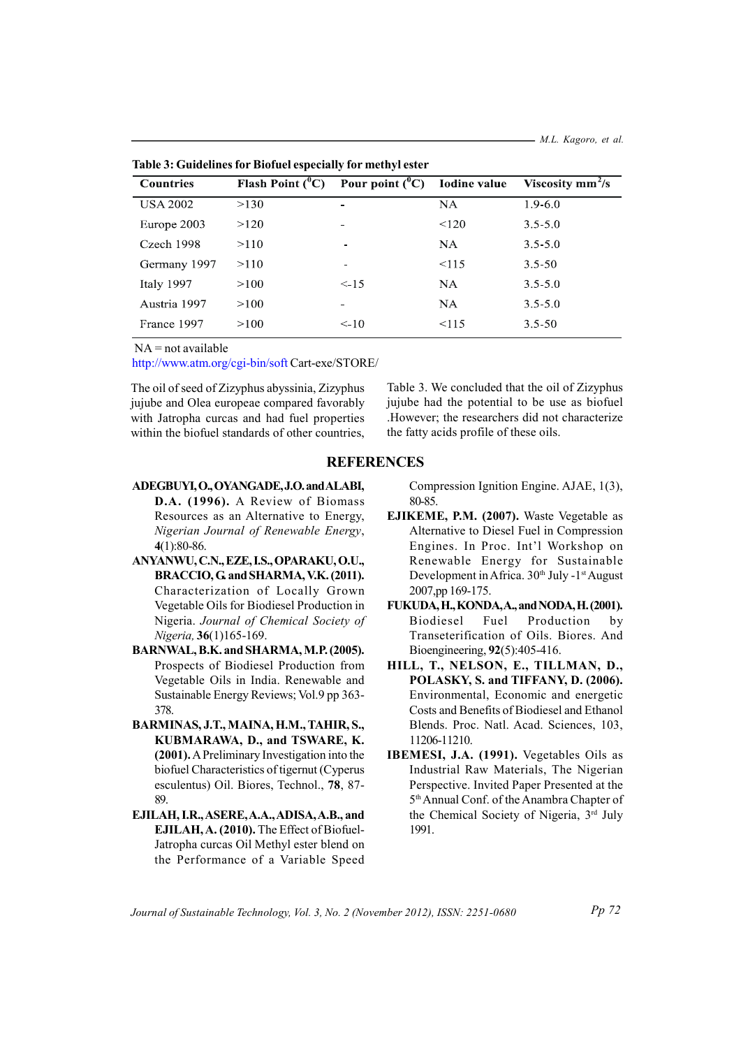**Table 3: Guidelines for Biofuel especially for methyl ester**

| Countries | Flash Point ($^0$C) | Pour point ($^0$C) | Iodine value | Viscosity mm$^2$/s |
|---|---|---|---|---|
| USA 2002 | >130 | - | NA | 1.9-6.0 |
| Europe 2003 | >120 | - | <120 | 3.5-5.0 |
| Czech 1998 | >110 | - | NA | 3.5-5.0 |
| Germany 1997 | >110 | - | <115 | 3.5-50 |
| Italy 1997 | >100 | <-15 | NA | 3.5-5.0 |
| Austria 1997 | >100 | - | NA | 3.5-5.0 |
| France 1997 | >100 | <-10 | <115 | 3.5-50 |

NA = not available

http://www.atm.org/cgi-bin/soft Cart-exe/STORE/

The oil of seed of Zizyphus abyssinia, Zizyphus jujube and Olea europeae compared favorably with Jatropha curcas and had fuel properties within the biofuel standards of other countries, Table 3. We concluded that the oil of Zizyphus jujube had the potential to be use as biofuel .However; the researchers did not characterize the fatty acids profile of these oils.

## REFERENCES

**ADEGBUYI, O., OYANGADE, J.O. and ALABI, D.A. (1996).** A Review of Biomass Resources as an Alternative to Energy, *Nigerian Journal of Renewable Energy*, **4**(1):80-86.

**ANYANWU, C.N., EZE, I.S., OPARAKU, O.U., BRACCIO, G. and SHARMA, V.K. (2011).** Characterization of Locally Grown Vegetable Oils for Biodiesel Production in Nigeria. *Journal of Chemical Society of Nigeria,* **36**(1)165-169.

**BARNWAL, B.K. and SHARMA, M.P. (2005).** Prospects of Biodiesel Production from Vegetable Oils in India. Renewable and Sustainable Energy Reviews; Vol.9 pp 363-378.

**BARMINAS, J.T., MAINA, H.M., TAHIR, S., KUBMARAWA, D., and TSWARE, K. (2001).** A Preliminary Investigation into the biofuel Characteristics of tigernut (Cyperus esculentus) Oil. Biores, Technol., **78**, 87-89.

**EJILAH, I.R., ASERE, A.A., ADISA, A.B., and EJILAH, A. (2010).** The Effect of Biofuel-Jatropha curcas Oil Methyl ester blend on the Performance of a Variable Speed Compression Ignition Engine. AJAE, 1(3), 80-85.

**EJIKEME, P.M. (2007).** Waste Vegetable as Alternative to Diesel Fuel in Compression Engines. In Proc. Int'l Workshop on Renewable Energy for Sustainable Development in Africa. 30th July -1st August 2007,pp 169-175.

**FUKUDA, H., KONDA, A., and NODA, H. (2001).** Biodiesel Fuel Production by Transeterification of Oils. Biores. And Bioengineering, **92**(5):405-416.

**HILL, T., NELSON, E., TILLMAN, D., POLASKY, S. and TIFFANY, D. (2006).** Environmental, Economic and energetic Costs and Benefits of Biodiesel and Ethanol Blends. Proc. Natl. Acad. Sciences, 103, 11206-11210.

**IBEMESI, J.A. (1991).** Vegetables Oils as Industrial Raw Materials, The Nigerian Perspective. Invited Paper Presented at the 5th Annual Conf. of the Anambra Chapter of the Chemical Society of Nigeria, 3rd July 1991.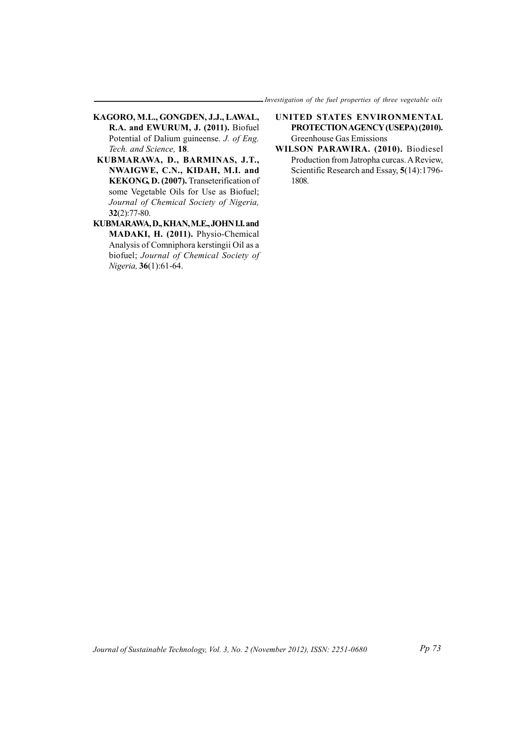**KAGORO, M.L., GONGDEN, J.J., LAWAL, R.A. and EWURUM, J. (2011).** Biofuel Potential of Dalium guineense. *J. of Eng. Tech. and Science,* **18**.

**KUBMARAWA, D., BARMINAS, J.T., NWAIGWE, C.N., KIDAH, M.I. and KEKONG, D. (2007).** Transeterification of some Vegetable Oils for Use as Biofuel; *Journal of Chemical Society of Nigeria,* **32**(2):77-80.

**KUBMARAWA, D., KHAN, M.E., JOHN I.I. and MADAKI, H. (2011).** Physio-Chemical Analysis of Comniphora kerstingii Oil as a biofuel; *Journal of Chemical Society of Nigeria,* **36**(1):61-64.

**UNITED STATES ENVIRONMENTAL PROTECTION AGENCY (USEPA) (2010).** Greenhouse Gas Emissions

**WILSON PARAWIRA. (2010).** Biodiesel Production from Jatropha curcas. A Review, Scientific Research and Essay, **5**(14):1796-1808.